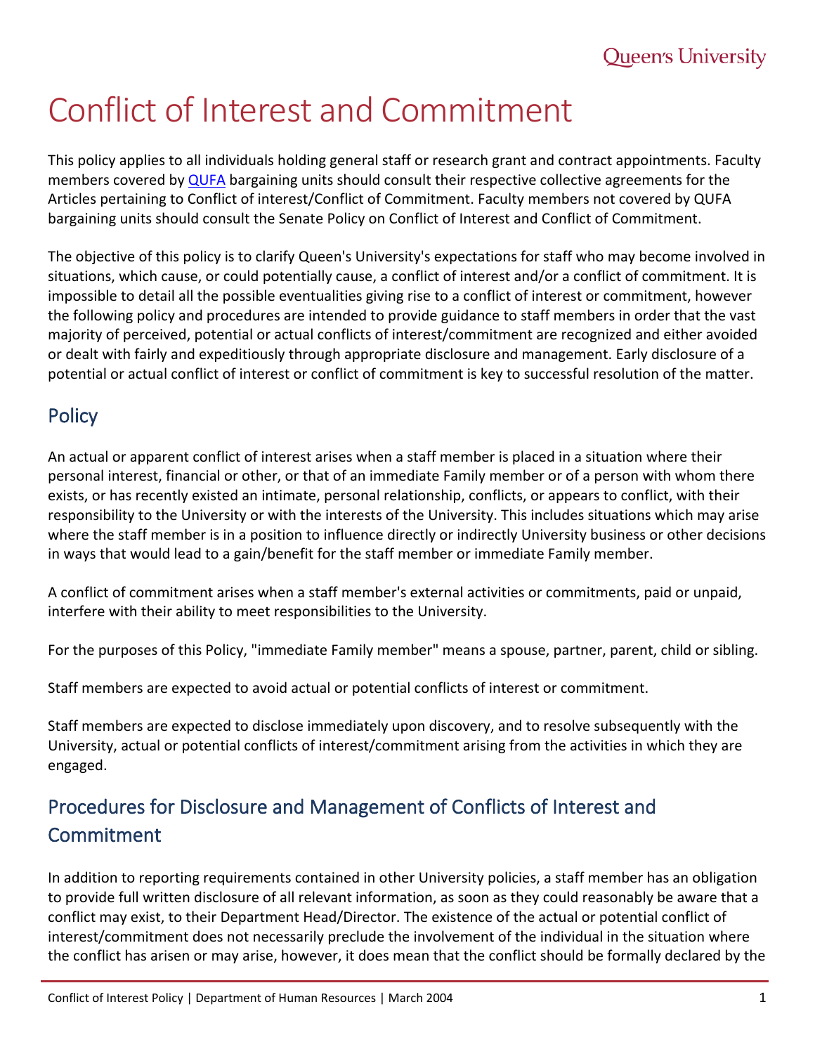# Conflict of Interest and Commitment

This policy applies to all individuals holding general staff or research grant and contract appointments. Faculty members covered by [QUFA](QUFA) bargaining units should consult their respective collective agreements for the Articles pertaining to Conflict of interest/Conflict of Commitment. Faculty members not covered by QUFA bargaining units should consult the Senate Policy on Conflict of Interest and Conflict of Commitment.

The objective of this policy is to clarify Queen's University's expectations for staff who may become involved in situations, which cause, or could potentially cause, a conflict of interest and/or a conflict of commitment. It is impossible to detail all the possible eventualities giving rise to a conflict of interest or commitment, however the following policy and procedures are intended to provide guidance to staff members in order that the vast majority of perceived, potential or actual conflicts of interest/commitment are recognized and either avoided or dealt with fairly and expeditiously through appropriate disclosure and management. Early disclosure of a potential or actual conflict of interest or conflict of commitment is key to successful resolution of the matter.

## Policy

An actual or apparent conflict of interest arises when a staff member is placed in a situation where their personal interest, financial or other, or that of an immediate Family member or of a person with whom there exists, or has recently existed an intimate, personal relationship, conflicts, or appears to conflict, with their responsibility to the University or with the interests of the University. This includes situations which may arise where the staff member is in a position to influence directly or indirectly University business or other decisions in ways that would lead to a gain/benefit for the staff member or immediate Family member.

A conflict of commitment arises when a staff member's external activities or commitments, paid or unpaid, interfere with their ability to meet responsibilities to the University.

For the purposes of this Policy, "immediate Family member" means a spouse, partner, parent, child or sibling.

Staff members are expected to avoid actual or potential conflicts of interest or commitment.

Staff members are expected to disclose immediately upon discovery, and to resolve subsequently with the University, actual or potential conflicts of interest/commitment arising from the activities in which they are engaged.

## Procedures for Disclosure and Management of Conflicts of Interest and Commitment

In addition to reporting requirements contained in other University policies, a staff member has an obligation to provide full written disclosure of all relevant information, as soon as they could reasonably be aware that a conflict may exist, to their Department Head/Director. The existence of the actual or potential conflict of interest/commitment does not necessarily preclude the involvement of the individual in the situation where the conflict has arisen or may arise, however, it does mean that the conflict should be formally declared by the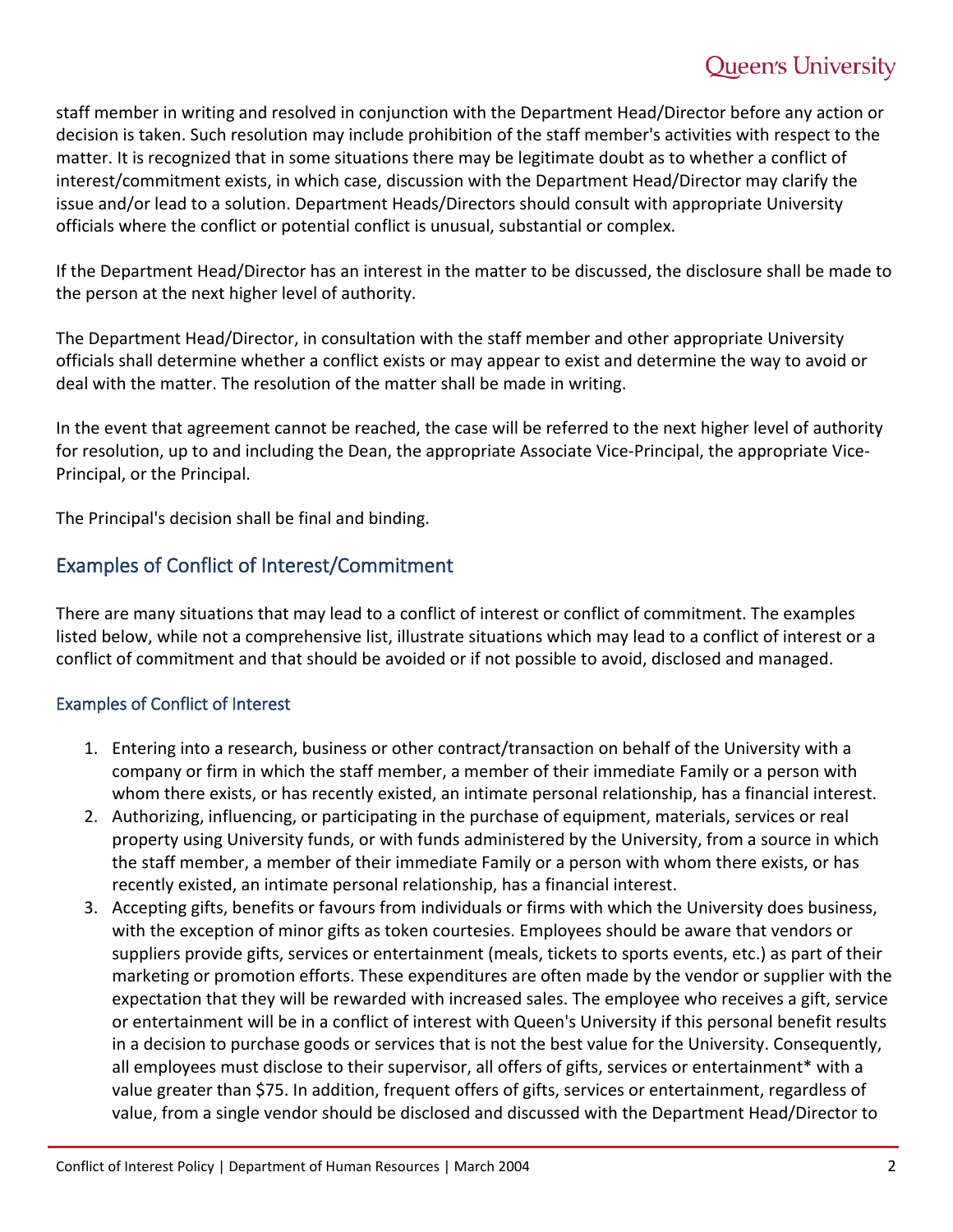staff member in writing and resolved in conjunction with the Department Head/Director before any action or decision is taken. Such resolution may include prohibition of the staff member's activities with respect to the matter. It is recognized that in some situations there may be legitimate doubt as to whether a conflict of interest/commitment exists, in which case, discussion with the Department Head/Director may clarify the issue and/or lead to a solution. Department Heads/Directors should consult with appropriate University officials where the conflict or potential conflict is unusual, substantial or complex.

If the Department Head/Director has an interest in the matter to be discussed, the disclosure shall be made to the person at the next higher level of authority.

The Department Head/Director, in consultation with the staff member and other appropriate University officials shall determine whether a conflict exists or may appear to exist and determine the way to avoid or deal with the matter. The resolution of the matter shall be made in writing.

In the event that agreement cannot be reached, the case will be referred to the next higher level of authority for resolution, up to and including the Dean, the appropriate Associate Vice-Principal, the appropriate Vice-Principal, or the Principal.

The Principal's decision shall be final and binding.

## Examples of Conflict of Interest/Commitment

There are many situations that may lead to a conflict of interest or conflict of commitment. The examples listed below, while not a comprehensive list, illustrate situations which may lead to a conflict of interest or a conflict of commitment and that should be avoided or if not possible to avoid, disclosed and managed.

### Examples of Conflict of Interest

1. Entering into a research, business or other contract/transaction on behalf of the University with a company or firm in which the staff member, a member of their immediate Family or a person with whom there exists, or has recently existed, an intimate personal relationship, has a financial interest.
2. Authorizing, influencing, or participating in the purchase of equipment, materials, services or real property using University funds, or with funds administered by the University, from a source in which the staff member, a member of their immediate Family or a person with whom there exists, or has recently existed, an intimate personal relationship, has a financial interest.
3. Accepting gifts, benefits or favours from individuals or firms with which the University does business, with the exception of minor gifts as token courtesies. Employees should be aware that vendors or suppliers provide gifts, services or entertainment (meals, tickets to sports events, etc.) as part of their marketing or promotion efforts. These expenditures are often made by the vendor or supplier with the expectation that they will be rewarded with increased sales. The employee who receives a gift, service or entertainment will be in a conflict of interest with Queen's University if this personal benefit results in a decision to purchase goods or services that is not the best value for the University. Consequently, all employees must disclose to their supervisor, all offers of gifts, services or entertainment* with a value greater than $75. In addition, frequent offers of gifts, services or entertainment, regardless of value, from a single vendor should be disclosed and discussed with the Department Head/Director to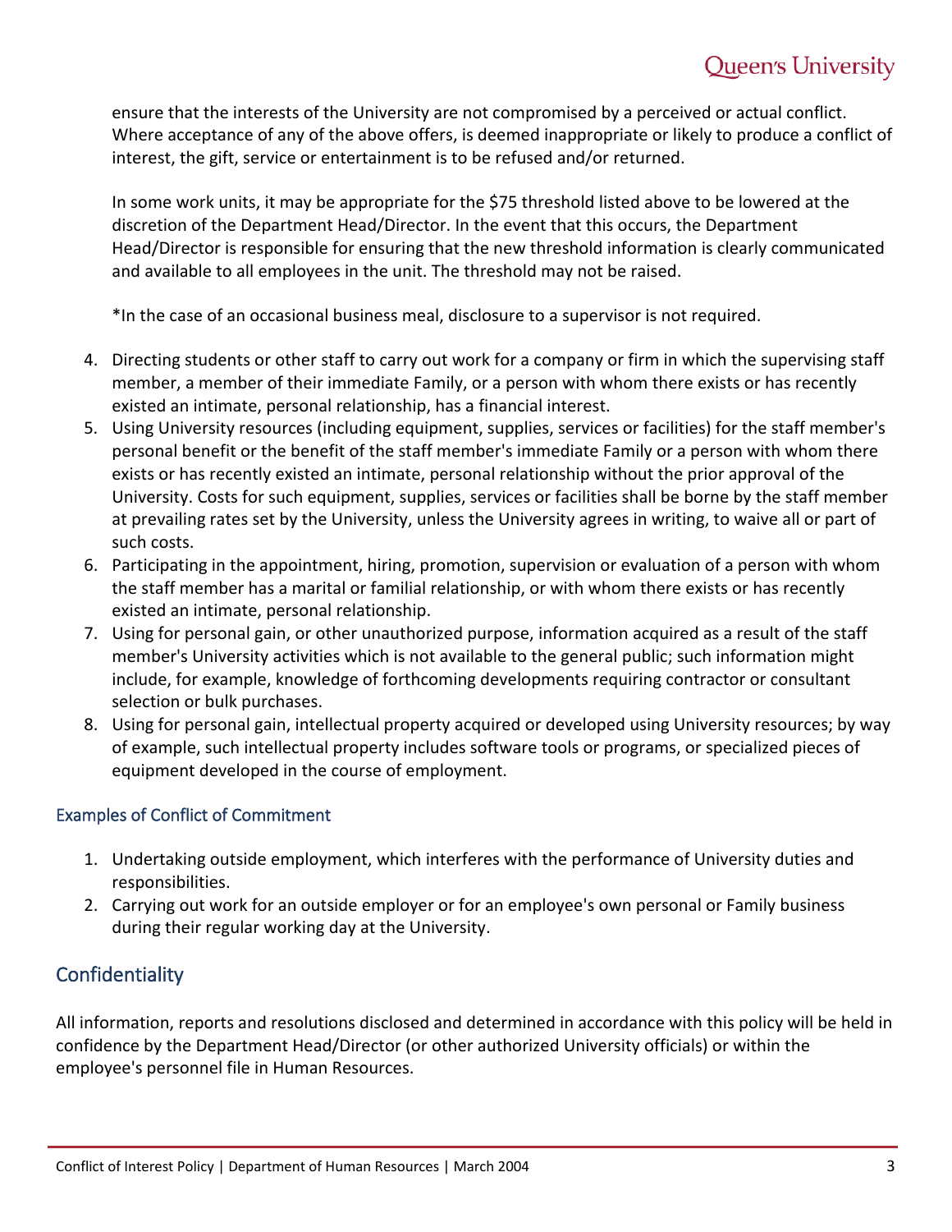ensure that the interests of the University are not compromised by a perceived or actual conflict. Where acceptance of any of the above offers, is deemed inappropriate or likely to produce a conflict of interest, the gift, service or entertainment is to be refused and/or returned.

In some work units, it may be appropriate for the $75 threshold listed above to be lowered at the discretion of the Department Head/Director. In the event that this occurs, the Department Head/Director is responsible for ensuring that the new threshold information is clearly communicated and available to all employees in the unit. The threshold may not be raised.

*In the case of an occasional business meal, disclosure to a supervisor is not required.

4. Directing students or other staff to carry out work for a company or firm in which the supervising staff member, a member of their immediate Family, or a person with whom there exists or has recently existed an intimate, personal relationship, has a financial interest.
5. Using University resources (including equipment, supplies, services or facilities) for the staff member's personal benefit or the benefit of the staff member's immediate Family or a person with whom there exists or has recently existed an intimate, personal relationship without the prior approval of the University. Costs for such equipment, supplies, services or facilities shall be borne by the staff member at prevailing rates set by the University, unless the University agrees in writing, to waive all or part of such costs.
6. Participating in the appointment, hiring, promotion, supervision or evaluation of a person with whom the staff member has a marital or familial relationship, or with whom there exists or has recently existed an intimate, personal relationship.
7. Using for personal gain, or other unauthorized purpose, information acquired as a result of the staff member's University activities which is not available to the general public; such information might include, for example, knowledge of forthcoming developments requiring contractor or consultant selection or bulk purchases.
8. Using for personal gain, intellectual property acquired or developed using University resources; by way of example, such intellectual property includes software tools or programs, or specialized pieces of equipment developed in the course of employment.

### Examples of Conflict of Commitment

1. Undertaking outside employment, which interferes with the performance of University duties and responsibilities.
2. Carrying out work for an outside employer or for an employee's own personal or Family business during their regular working day at the University.

## Confidentiality

All information, reports and resolutions disclosed and determined in accordance with this policy will be held in confidence by the Department Head/Director (or other authorized University officials) or within the employee's personnel file in Human Resources.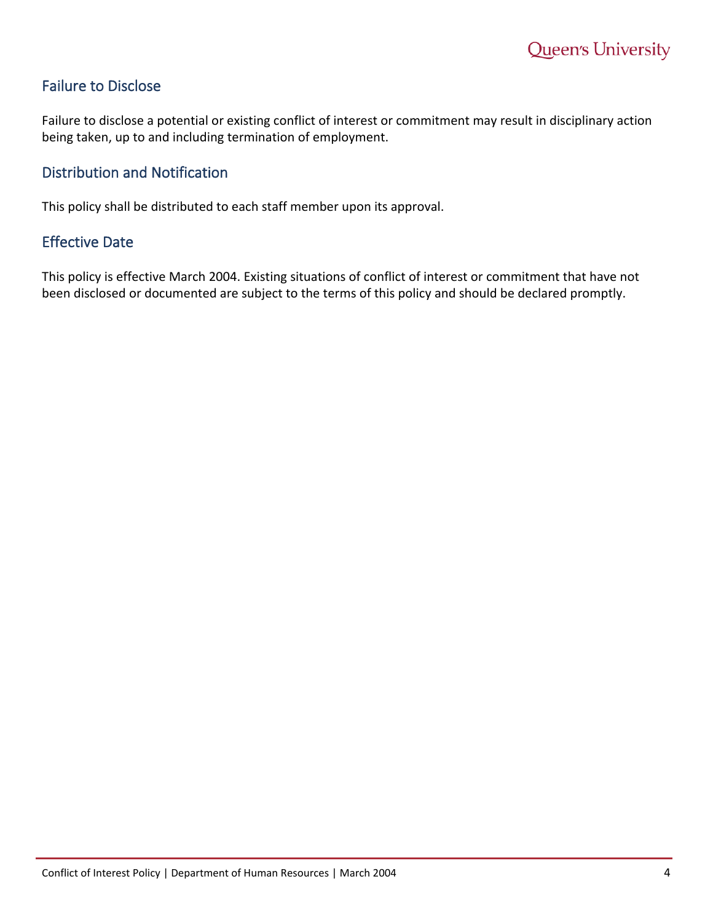## Failure to Disclose

Failure to disclose a potential or existing conflict of interest or commitment may result in disciplinary action being taken, up to and including termination of employment.

## Distribution and Notification

This policy shall be distributed to each staff member upon its approval.

## Effective Date

This policy is effective March 2004. Existing situations of conflict of interest or commitment that have not been disclosed or documented are subject to the terms of this policy and should be declared promptly.